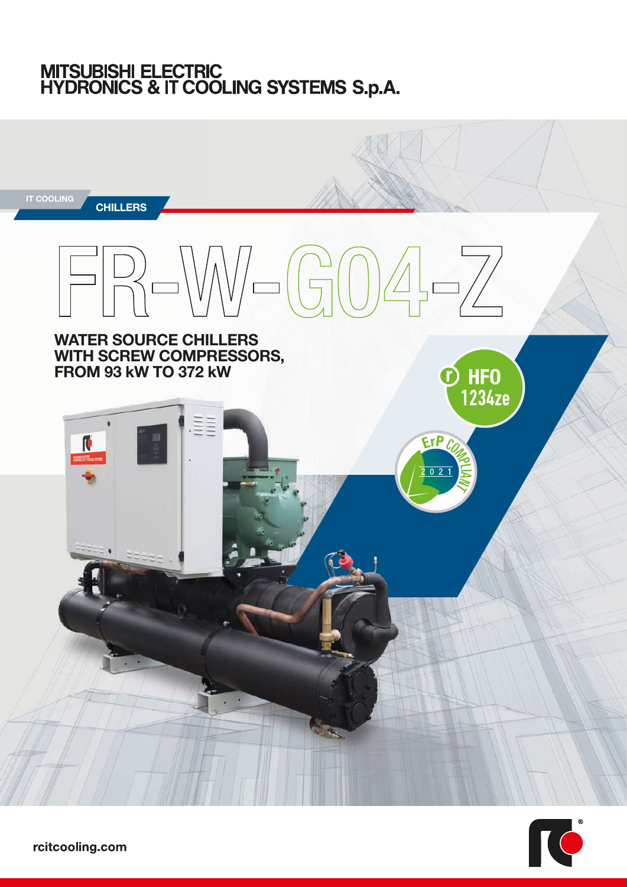# MITSUBISHI ELECTRIC HYDRONICS & IT COOLING SYSTEMS S.p.A.

IT COOLING

CHILLERS

# FR-W-G04-Z

## WATER SOURCE CHILLERS WITH SCREW COMPRESSORS, FROM 93 kW TO 372 kW

HFO 1234ze

ErP COMPLIANT 2021

rcitcooling.com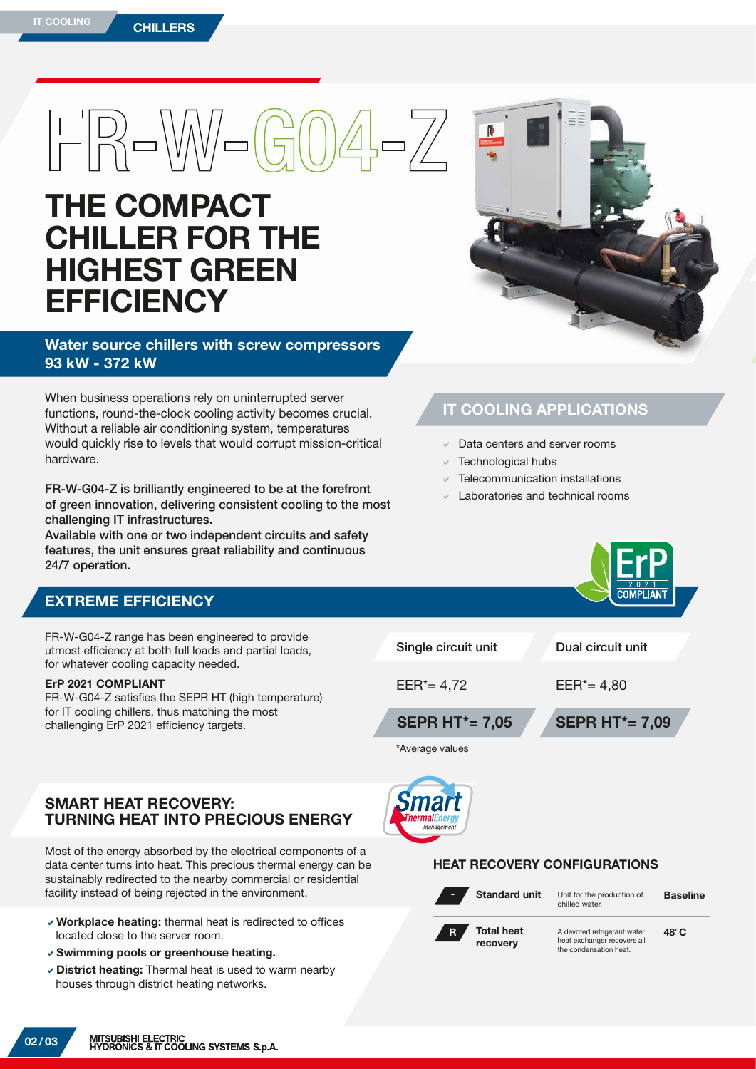# FR-W-G04-Z

## THE COMPACT CHILLER FOR THE HIGHEST GREEN EFFICIENCY

**Water source chillers with screw compressors 93 kW - 372 kW**

When business operations rely on uninterrupted server functions, round-the-clock cooling activity becomes crucial. Without a reliable air conditioning system, temperatures would quickly rise to levels that would corrupt mission-critical hardware.

**FR-W-G04-Z is brilliantly engineered to be at the forefront of green innovation, delivering consistent cooling to the most challenging IT infrastructures.**
**Available with one or two independent circuits and safety features, the unit ensures great reliability and continuous 24/7 operation.**

## IT COOLING APPLICATIONS

- Data centers and server rooms
- Technological hubs
- Telecommunication installations
- Laboratories and technical rooms

## EXTREME EFFICIENCY

FR-W-G04-Z range has been engineered to provide utmost efficiency at both full loads and partial loads, for whatever cooling capacity needed.

**ErP 2021 COMPLIANT**
FR-W-G04-Z satisfies the SEPR HT (high temperature) for IT cooling chillers, thus matching the most challenging ErP 2021 efficiency targets.

| Single circuit unit | Dual circuit unit |
|---|---|
| EER*= 4,72 | EER*= 4,80 |
| **SEPR HT*= 7,05** | **SEPR HT*= 7,09** |

*Average values

## SMART HEAT RECOVERY: TURNING HEAT INTO PRECIOUS ENERGY

Most of the energy absorbed by the electrical components of a data center turns into heat. This precious thermal energy can be sustainably redirected to the nearby commercial or residential facility instead of being rejected in the environment.

- **Workplace heating:** thermal heat is redirected to offices located close to the server room.
- **Swimming pools or greenhouse heating.**
- **District heating:** Thermal heat is used to warm nearby houses through district heating networks.

### HEAT RECOVERY CONFIGURATIONS

| | | | |
|---|---|---|---|
| - | **Standard unit** | Unit for the production of chilled water. | **Baseline** |
| R | **Total heat recovery** | A devoted refrigerant water heat exchanger recovers all the condensation heat. | **48°C** |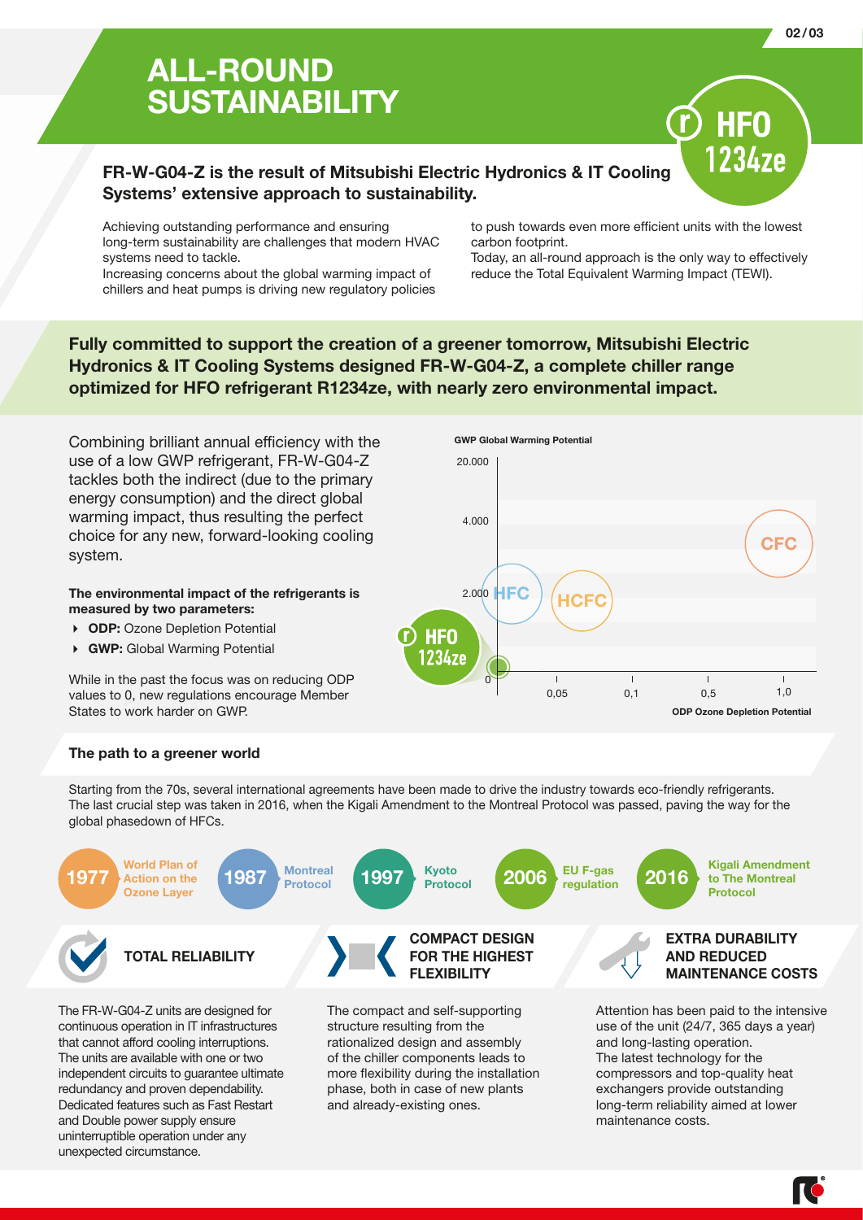# ALL-ROUND SUSTAINABILITY

**FR-W-G04-Z is the result of Mitsubishi Electric Hydronics & IT Cooling Systems' extensive approach to sustainability.**

Achieving outstanding performance and ensuring long-term sustainability are challenges that modern HVAC systems need to tackle.
Increasing concerns about the global warming impact of chillers and heat pumps is driving new regulatory policies to push towards even more efficient units with the lowest carbon footprint.
Today, an all-round approach is the only way to effectively reduce the Total Equivalent Warming Impact (TEWI).

**Fully committed to support the creation of a greener tomorrow, Mitsubishi Electric Hydronics & IT Cooling Systems designed FR-W-G04-Z, a complete chiller range optimized for HFO refrigerant R1234ze, with nearly zero environmental impact.**

Combining brilliant annual efficiency with the use of a low GWP refrigerant, FR-W-G04-Z tackles both the indirect (due to the primary energy consumption) and the direct global warming impact, thus resulting the perfect choice for any new, forward-looking cooling system.

**The environmental impact of the refrigerants is measured by two parameters:**

- **ODP:** Ozone Depletion Potential
- **GWP:** Global Warming Potential

While in the past the focus was on reducing ODP values to 0, new regulations encourage Member States to work harder on GWP.

## The path to a greener world

Starting from the 70s, several international agreements have been made to drive the industry towards eco-friendly refrigerants. The last crucial step was taken in 2016, when the Kigali Amendment to the Montreal Protocol was passed, paving the way for the global phasedown of HFCs.

- **1977** World Plan of Action on the Ozone Layer
- **1987** Montreal Protocol
- **1997** Kyoto Protocol
- **2006** EU F-gas regulation
- **2016** Kigali Amendment to The Montreal Protocol

### TOTAL RELIABILITY

The FR-W-G04-Z units are designed for continuous operation in IT infrastructures that cannot afford cooling interruptions. The units are available with one or two independent circuits to guarantee ultimate redundancy and proven dependability. Dedicated features such as Fast Restart and Double power supply ensure uninterruptible operation under any unexpected circumstance.

### COMPACT DESIGN FOR THE HIGHEST FLEXIBILITY

The compact and self-supporting structure resulting from the rationalized design and assembly of the chiller components leads to more flexibility during the installation phase, both in case of new plants and already-existing ones.

### EXTRA DURABILITY AND REDUCED MAINTENANCE COSTS

Attention has been paid to the intensive use of the unit (24/7, 365 days a year) and long-lasting operation.
The latest technology for the compressors and top-quality heat exchangers provide outstanding long-term reliability aimed at lower maintenance costs.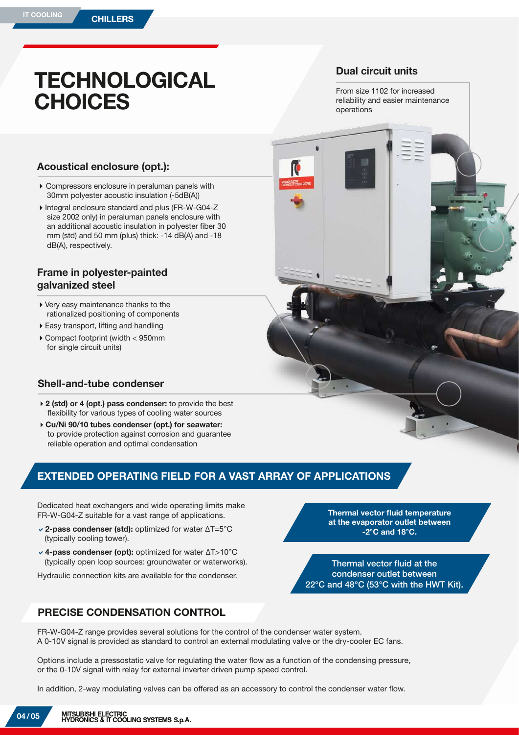# TECHNOLOGICAL CHOICES

### Dual circuit units

From size 1102 for increased reliability and easier maintenance operations

### Acoustical enclosure (opt.):

- Compressors enclosure in peraluman panels with 30mm polyester acoustic insulation (-5dB(A))
- Integral enclosure standard and plus (FR-W-G04-Z size 2002 only) in peraluman panels enclosure with an additional acoustic insulation in polyester fiber 30 mm (std) and 50 mm (plus) thick: -14 dB(A) and -18 dB(A), respectively.

### Frame in polyester-painted galvanized steel

- Very easy maintenance thanks to the rationalized positioning of components
- Easy transport, lifting and handling
- Compact footprint (width < 950mm for single circuit units)

### Shell-and-tube condenser

- **2 (std) or 4 (opt.) pass condenser:** to provide the best flexibility for various types of cooling water sources
- **Cu/Ni 90/10 tubes condenser (opt.) for seawater:** to provide protection against corrosion and guarantee reliable operation and optimal condensation

## EXTENDED OPERATING FIELD FOR A VAST ARRAY OF APPLICATIONS

Dedicated heat exchangers and wide operating limits make FR-W-G04-Z suitable for a vast range of applications.

- **2-pass condenser (std):** optimized for water ΔT=5°C (typically cooling tower).
- **4-pass condenser (opt):** optimized for water ΔT>10°C (typically open loop sources: groundwater or waterworks).

Hydraulic connection kits are available for the condenser.

**Thermal vector fluid temperature at the evaporator outlet between -2°C and 18°C.**

**Thermal vector fluid at the condenser outlet between 22°C and 48°C (53°C with the HWT Kit).**

## PRECISE CONDENSATION CONTROL

FR-W-G04-Z range provides several solutions for the control of the condenser water system.
A 0-10V signal is provided as standard to control an external modulating valve or the dry-cooler EC fans.

Options include a pressostatic valve for regulating the water flow as a function of the condensing pressure, or the 0-10V signal with relay for external inverter driven pump speed control.

In addition, 2-way modulating valves can be offered as an accessory to control the condenser water flow.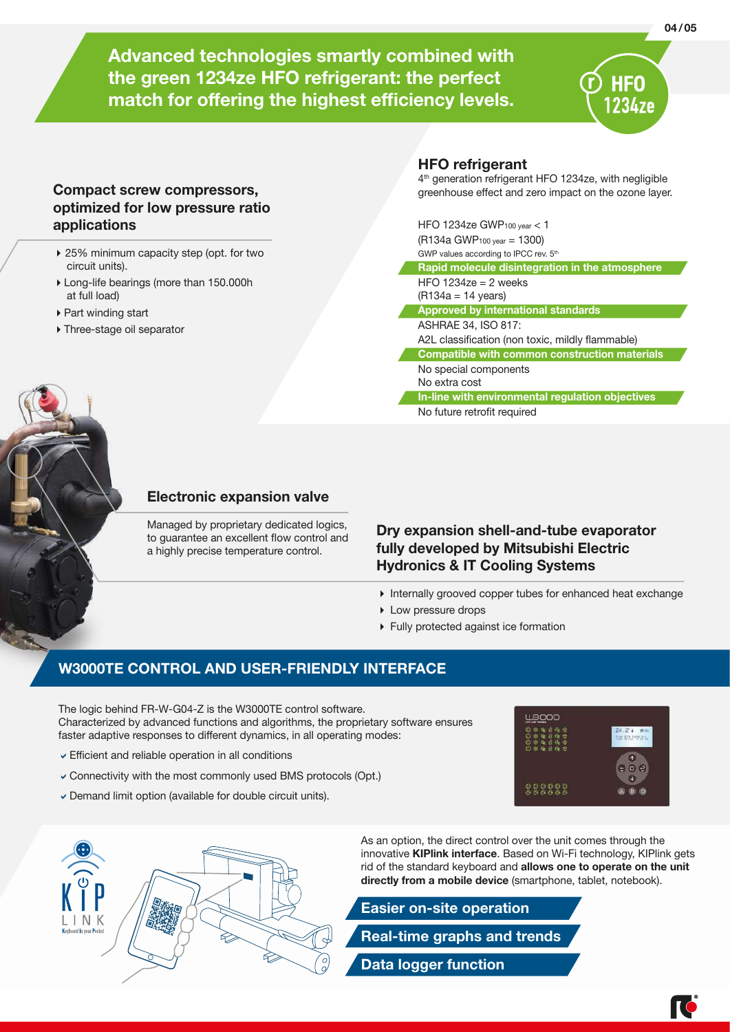# Advanced technologies smartly combined with the green 1234ze HFO refrigerant: the perfect match for offering the highest efficiency levels.

## Compact screw compressors, optimized for low pressure ratio applications

- 25% minimum capacity step (opt. for two circuit units).
- Long-life bearings (more than 150.000h at full load)
- Part winding start
- Three-stage oil separator

## HFO refrigerant

4th generation refrigerant HFO 1234ze, with negligible greenhouse effect and zero impact on the ozone layer.

HFO 1234ze $GWP_{100\ year} < 1$
(R134a $GWP_{100\ year} = 1300$)
GWP values according to IPCC rev. 5th

**Rapid molecule disintegration in the atmosphere**

HFO 1234ze = 2 weeks
(R134a = 14 years)

**Approved by international standards**

ASHRAE 34, ISO 817:
A2L classification (non toxic, mildly flammable)

**Compatible with common construction materials**

No special components
No extra cost

**In-line with environmental regulation objectives**

No future retrofit required

## Electronic expansion valve

Managed by proprietary dedicated logics, to guarantee an excellent flow control and a highly precise temperature control.

## Dry expansion shell-and-tube evaporator fully developed by Mitsubishi Electric Hydronics & IT Cooling Systems

- Internally grooved copper tubes for enhanced heat exchange
- Low pressure drops
- Fully protected against ice formation

## W3000TE CONTROL AND USER-FRIENDLY INTERFACE

The logic behind FR-W-G04-Z is the W3000TE control software.
Characterized by advanced functions and algorithms, the proprietary software ensures faster adaptive responses to different dynamics, in all operating modes:

- Efficient and reliable operation in all conditions
- Connectivity with the most commonly used BMS protocols (Opt.)
- Demand limit option (available for double circuit units).

As an option, the direct control over the unit comes through the innovative **KIPlink interface**. Based on Wi-Fi technology, KIPlink gets rid of the standard keyboard and **allows one to operate on the unit directly from a mobile device** (smartphone, tablet, notebook).

**Easier on-site operation**

**Real-time graphs and trends**

**Data logger function**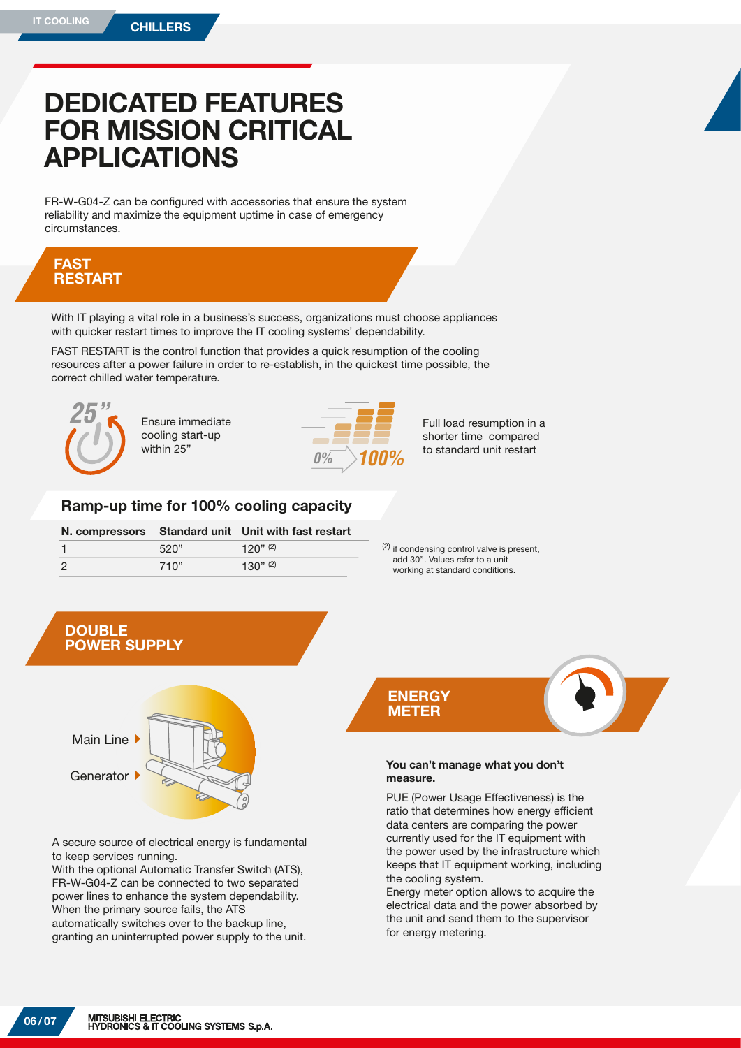# DEDICATED FEATURES FOR MISSION CRITICAL APPLICATIONS

FR-W-G04-Z can be configured with accessories that ensure the system reliability and maximize the equipment uptime in case of emergency circumstances.

## FAST RESTART

With IT playing a vital role in a business's success, organizations must choose appliances with quicker restart times to improve the IT cooling systems' dependability.

FAST RESTART is the control function that provides a quick resumption of the cooling resources after a power failure in order to re-establish, in the quickest time possible, the correct chilled water temperature.

25"

Ensure immediate cooling start-up within 25"

0% → 100%

Full load resumption in a shorter time compared to standard unit restart

### Ramp-up time for 100% cooling capacity

| N. compressors | Standard unit | Unit with fast restart |
|---|---|---|
| 1 | 520" | 120" (2) |
| 2 | 710" | 130" (2) |

(2) if condensing control valve is present, add 30". Values refer to a unit working at standard conditions.

## DOUBLE POWER SUPPLY

Main Line

Generator

A secure source of electrical energy is fundamental to keep services running.
With the optional Automatic Transfer Switch (ATS), FR-W-G04-Z can be connected to two separated power lines to enhance the system dependability. When the primary source fails, the ATS automatically switches over to the backup line, granting an uninterrupted power supply to the unit.

## ENERGY METER

**You can't manage what you don't measure.**

PUE (Power Usage Effectiveness) is the ratio that determines how energy efficient data centers are comparing the power currently used for the IT equipment with the power used by the infrastructure which keeps that IT equipment working, including the cooling system.
Energy meter option allows to acquire the electrical data and the power absorbed by the unit and send them to the supervisor for energy metering.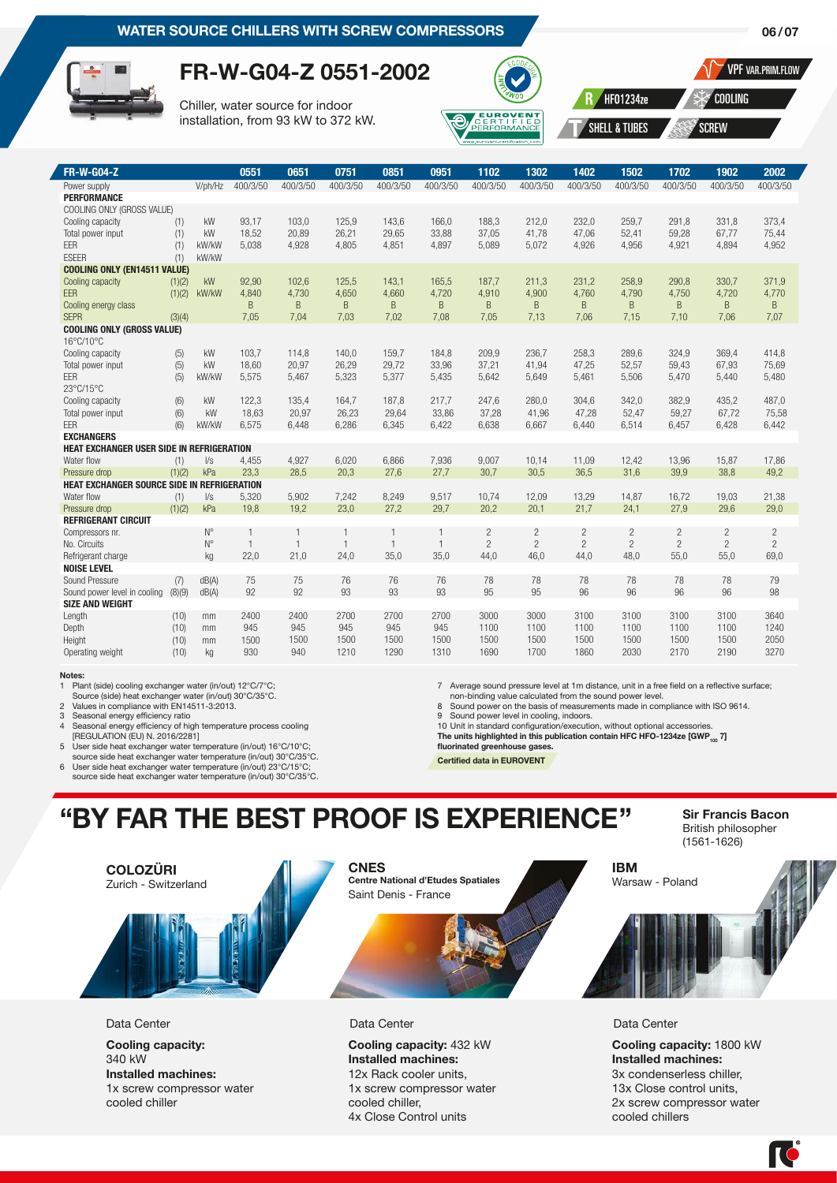# WATER SOURCE CHILLERS WITH SCREW COMPRESSORS

## FR-W-G04-Z 0551-2002

Chiller, water source for indoor installation, from 93 kW to 372 kW.

R HFO1234ze | COOLING | VPF VAR.PRIM.FLOW | SHELL & TUBES | SCREW

| FR-W-G04-Z | | | 0551 | 0651 | 0751 | 0851 | 0951 | 1102 | 1302 | 1402 | 1502 | 1702 | 1902 | 2002 |
|---|---|---|---|---|---|---|---|---|---|---|---|---|---|---|
| Power supply | | V/ph/Hz | 400/3/50 | 400/3/50 | 400/3/50 | 400/3/50 | 400/3/50 | 400/3/50 | 400/3/50 | 400/3/50 | 400/3/50 | 400/3/50 | 400/3/50 | 400/3/50 |
| **PERFORMANCE** | | | | | | | | | | | | | | |
| COOLING ONLY (GROSS VALUE) | | | | | | | | | | | | | | |
| Cooling capacity | (1) | kW | 93,17 | 103,0 | 125,9 | 143,6 | 166,0 | 188,3 | 212,0 | 232,0 | 259,7 | 291,8 | 331,8 | 373,4 |
| Total power input | (1) | kW | 18,52 | 20,89 | 26,21 | 29,65 | 33,88 | 37,05 | 41,78 | 47,06 | 52,41 | 59,28 | 67,77 | 75,44 |
| EER | (1) | kW/kW | 5,038 | 4,928 | 4,805 | 4,851 | 4,897 | 5,089 | 5,072 | 4,926 | 4,956 | 4,921 | 4,894 | 4,952 |
| ESEER | (1) | kW/kW | | | | | | | | | | | | |
| **COOLING ONLY (EN14511 VALUE)** | | | | | | | | | | | | | | |
| Cooling capacity | (1)(2) | kW | 92,90 | 102,6 | 125,5 | 143,1 | 165,5 | 187,7 | 211,3 | 231,2 | 258,9 | 290,8 | 330,7 | 371,9 |
| EER | (1)(2) | kW/kW | 4,840 | 4,730 | 4,650 | 4,660 | 4,720 | 4,910 | 4,900 | 4,760 | 4,790 | 4,750 | 4,720 | 4,770 |
| Cooling energy class | | | B | B | B | B | B | B | B | B | B | B | B | B |
| SEPR | (3)(4) | | 7,05 | 7,04 | 7,03 | 7,02 | 7,08 | 7,05 | 7,13 | 7,06 | 7,15 | 7,10 | 7,06 | 7,07 |
| **COOLING ONLY (GROSS VALUE)** | | | | | | | | | | | | | | |
| 16°C/10°C | | | | | | | | | | | | | | |
| Cooling capacity | (5) | kW | 103,7 | 114,8 | 140,0 | 159,7 | 184,8 | 209,9 | 236,7 | 258,3 | 289,6 | 324,9 | 369,4 | 414,8 |
| Total power input | (5) | kW | 18,60 | 20,97 | 26,29 | 29,72 | 33,96 | 37,21 | 41,94 | 47,25 | 52,57 | 59,43 | 67,93 | 75,69 |
| EER | (5) | kW/kW | 5,575 | 5,467 | 5,323 | 5,377 | 5,435 | 5,642 | 5,649 | 5,461 | 5,506 | 5,470 | 5,440 | 5,480 |
| 23°C/15°C | | | | | | | | | | | | | | |
| Cooling capacity | (6) | kW | 122,3 | 135,4 | 164,7 | 187,8 | 217,7 | 247,6 | 280,0 | 304,6 | 342,0 | 382,9 | 435,2 | 487,0 |
| Total power input | (6) | kW | 18,63 | 20,97 | 26,23 | 29,64 | 33,86 | 37,28 | 41,96 | 47,28 | 52,47 | 59,27 | 67,72 | 75,58 |
| EER | (6) | kW/kW | 6,575 | 6,448 | 6,286 | 6,345 | 6,422 | 6,638 | 6,667 | 6,440 | 6,514 | 6,457 | 6,428 | 6,442 |
| **EXCHANGERS** | | | | | | | | | | | | | | |
| **HEAT EXCHANGER USER SIDE IN REFRIGERATION** | | | | | | | | | | | | | | |
| Water flow | (1) | l/s | 4,455 | 4,927 | 6,020 | 6,866 | 7,936 | 9,007 | 10,14 | 11,09 | 12,42 | 13,96 | 15,87 | 17,86 |
| Pressure drop | (1)(2) | kPa | 23,3 | 28,5 | 20,3 | 27,6 | 27,7 | 30,7 | 30,5 | 36,5 | 31,6 | 39,9 | 38,8 | 49,2 |
| **HEAT EXCHANGER SOURCE SIDE IN REFRIGERATION** | | | | | | | | | | | | | | |
| Water flow | (1) | l/s | 5,320 | 5,902 | 7,242 | 8,249 | 9,517 | 10,74 | 12,09 | 13,29 | 14,87 | 16,72 | 19,03 | 21,38 |
| Pressure drop | (1)(2) | kPa | 19,8 | 19,2 | 23,0 | 27,2 | 29,7 | 20,2 | 20,1 | 21,7 | 24,1 | 27,9 | 29,6 | 29,0 |
| **REFRIGERANT CIRCUIT** | | | | | | | | | | | | | | |
| Compressors nr. | | N° | 1 | 1 | 1 | 1 | 1 | 2 | 2 | 2 | 2 | 2 | 2 | 2 |
| No. Circuits | | N° | 1 | 1 | 1 | 1 | 1 | 2 | 2 | 2 | 2 | 2 | 2 | 2 |
| Refrigerant charge | | kg | 22,0 | 21,0 | 24,0 | 35,0 | 35,0 | 44,0 | 46,0 | 44,0 | 48,0 | 55,0 | 55,0 | 69,0 |
| **NOISE LEVEL** | | | | | | | | | | | | | | |
| Sound Pressure | (7) | dB(A) | 75 | 75 | 76 | 76 | 76 | 78 | 78 | 78 | 78 | 78 | 78 | 79 |
| Sound power level in cooling | (8)(9) | dB(A) | 92 | 92 | 93 | 93 | 93 | 95 | 95 | 96 | 96 | 96 | 96 | 98 |
| **SIZE AND WEIGHT** | | | | | | | | | | | | | | |
| Length | (10) | mm | 2400 | 2400 | 2700 | 2700 | 2700 | 3000 | 3000 | 3100 | 3100 | 3100 | 3100 | 3640 |
| Depth | (10) | mm | 945 | 945 | 945 | 945 | 945 | 1100 | 1100 | 1100 | 1100 | 1100 | 1100 | 1240 |
| Height | (10) | mm | 1500 | 1500 | 1500 | 1500 | 1500 | 1500 | 1500 | 1500 | 1500 | 1500 | 1500 | 2050 |
| Operating weight | (10) | kg | 930 | 940 | 1210 | 1290 | 1310 | 1690 | 1700 | 1860 | 2030 | 2170 | 2190 | 3270 |

**Notes:**

1. Plant (side) cooling exchanger water (in/out) 12°C/7°C; Source (side) heat exchanger water (in/out) 30°C/35°C.
2. Values in compliance with EN14511-3:2013.
3. Seasonal energy efficiency ratio
4. Seasonal energy efficiency of high temperature process cooling [REGULATION (EU) N. 2016/2281]
5. User side heat exchanger water temperature (in/out) 16°C/10°C; source side heat exchanger water temperature (in/out) 30°C/35°C.
6. User side heat exchanger water temperature (in/out) 23°C/15°C; source side heat exchanger water temperature (in/out) 30°C/35°C.
7. Average sound pressure level at 1m distance, unit in a free field on a reflective surface; non-binding value calculated from the sound power level.
8. Sound power on the basis of measurements made in compliance with ISO 9614.
9. Sound power level in cooling, indoors.
10. Unit in standard configuration/execution, without optional accessories.

**The units highlighted in this publication contain HFC HFO-1234ze [$GWP_{100}$ 7] fluorinated greenhouse gases.**

**Certified data in EUROVENT**

# "BY FAR THE BEST PROOF IS EXPERIENCE"

**Sir Francis Bacon**
British philosopher
(1561-1626)

**COLOZÜRI**
Zurich - Switzerland

Data Center

**Cooling capacity:** 340 kW
**Installed machines:**
1x screw compressor water cooled chiller

**CNES**
**Centre National d'Etudes Spatiales**
Saint Denis - France

Data Center

**Cooling capacity:** 432 kW
**Installed machines:**
12x Rack cooler units,
1x screw compressor water cooled chiller,
4x Close Control units

**IBM**
Warsaw - Poland

Data Center

**Cooling capacity:** 1800 kW
**Installed machines:**
3x condenserless chiller,
13x Close control units,
2x screw compressor water cooled chillers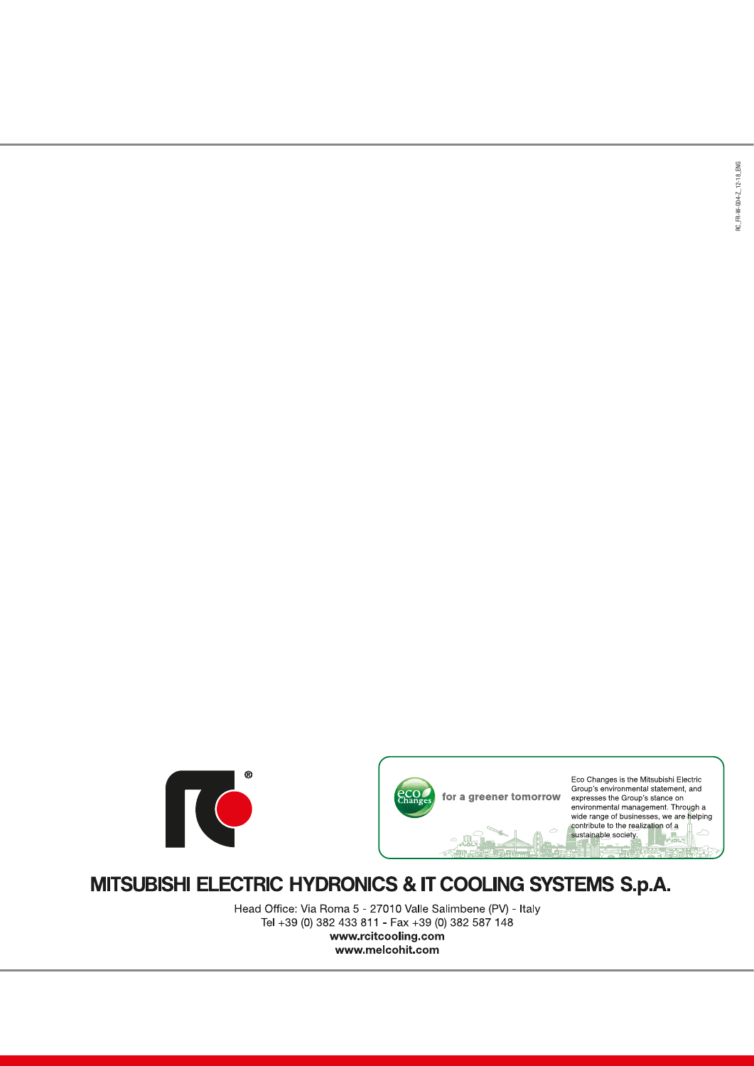RC_FR-W-0U4-Z_12-18_ENG

for a greener tomorrow

Eco Changes is the Mitsubishi Electric Group's environmental statement, and expresses the Group's stance on environmental management. Through a wide range of businesses, we are helping contribute to the realization of a sustainable society.

# MITSUBISHI ELECTRIC HYDRONICS & IT COOLING SYSTEMS S.p.A.

Head Office: Via Roma 5 - 27010 Valle Salimbene (PV) - Italy
Tel +39 (0) 382 433 811 - Fax +39 (0) 382 587 148
**www.rcitcooling.com**
**www.melcohit.com**